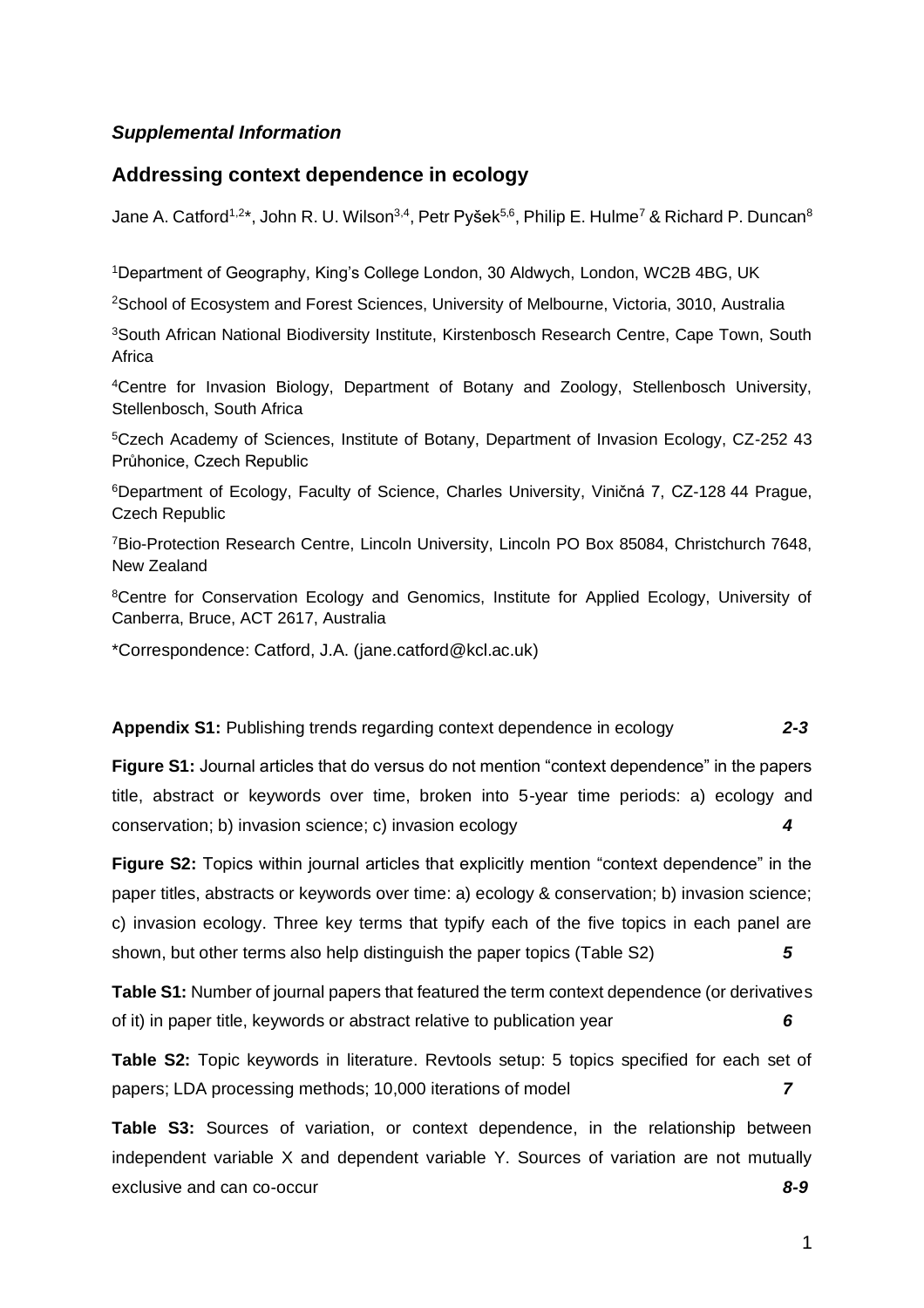***Supplemental Information***

## Addressing context dependence in ecology

Jane A. Catford[1,2]*, John R. U. Wilson[3,4], Petr Pyšek[5,6], Philip E. Hulme[7] & Richard P. Duncan[8]

[1]Department of Geography, King's College London, 30 Aldwych, London, WC2B 4BG, UK

[2]School of Ecosystem and Forest Sciences, University of Melbourne, Victoria, 3010, Australia

[3]South African National Biodiversity Institute, Kirstenbosch Research Centre, Cape Town, South Africa

[4]Centre for Invasion Biology, Department of Botany and Zoology, Stellenbosch University, Stellenbosch, South Africa

[5]Czech Academy of Sciences, Institute of Botany, Department of Invasion Ecology, CZ-252 43 Průhonice, Czech Republic

[6]Department of Ecology, Faculty of Science, Charles University, Viničná 7, CZ-128 44 Prague, Czech Republic

[7]Bio-Protection Research Centre, Lincoln University, Lincoln PO Box 85084, Christchurch 7648, New Zealand

[8]Centre for Conservation Ecology and Genomics, Institute for Applied Ecology, University of Canberra, Bruce, ACT 2617, Australia

*Correspondence: Catford, J.A. (jane.catford@kcl.ac.uk)

**Appendix S1:** Publishing trends regarding context dependence in ecology ***2-3***

**Figure S1:** Journal articles that do versus do not mention "context dependence" in the papers title, abstract or keywords over time, broken into 5-year time periods: a) ecology and conservation; b) invasion science; c) invasion ecology ***4***

**Figure S2:** Topics within journal articles that explicitly mention "context dependence" in the paper titles, abstracts or keywords over time: a) ecology & conservation; b) invasion science; c) invasion ecology. Three key terms that typify each of the five topics in each panel are shown, but other terms also help distinguish the paper topics (Table S2) ***5***

**Table S1:** Number of journal papers that featured the term context dependence (or derivatives of it) in paper title, keywords or abstract relative to publication year ***6***

**Table S2:** Topic keywords in literature. Revtools setup: 5 topics specified for each set of papers; LDA processing methods; 10,000 iterations of model ***7***

**Table S3:** Sources of variation, or context dependence, in the relationship between independent variable X and dependent variable Y. Sources of variation are not mutually exclusive and can co-occur ***8-9***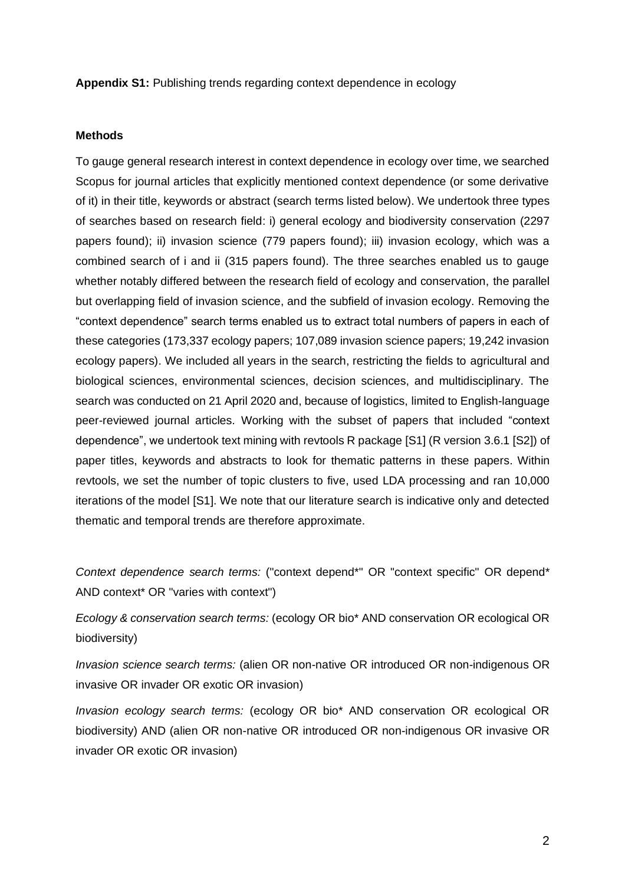**Appendix S1:** Publishing trends regarding context dependence in ecology

**Methods**

To gauge general research interest in context dependence in ecology over time, we searched Scopus for journal articles that explicitly mentioned context dependence (or some derivative of it) in their title, keywords or abstract (search terms listed below). We undertook three types of searches based on research field: i) general ecology and biodiversity conservation (2297 papers found); ii) invasion science (779 papers found); iii) invasion ecology, which was a combined search of i and ii (315 papers found). The three searches enabled us to gauge whether notably differed between the research field of ecology and conservation, the parallel but overlapping field of invasion science, and the subfield of invasion ecology. Removing the "context dependence" search terms enabled us to extract total numbers of papers in each of these categories (173,337 ecology papers; 107,089 invasion science papers; 19,242 invasion ecology papers). We included all years in the search, restricting the fields to agricultural and biological sciences, environmental sciences, decision sciences, and multidisciplinary. The search was conducted on 21 April 2020 and, because of logistics, limited to English-language peer-reviewed journal articles. Working with the subset of papers that included "context dependence", we undertook text mining with revtools R package [S1] (R version 3.6.1 [S2]) of paper titles, keywords and abstracts to look for thematic patterns in these papers. Within revtools, we set the number of topic clusters to five, used LDA processing and ran 10,000 iterations of the model [S1]. We note that our literature search is indicative only and detected thematic and temporal trends are therefore approximate.

*Context dependence search terms:* ("context depend*" OR "context specific" OR depend* AND context* OR "varies with context")

*Ecology & conservation search terms:* (ecology OR bio* AND conservation OR ecological OR biodiversity)

*Invasion science search terms:* (alien OR non-native OR introduced OR non-indigenous OR invasive OR invader OR exotic OR invasion)

*Invasion ecology search terms:* (ecology OR bio* AND conservation OR ecological OR biodiversity) AND (alien OR non-native OR introduced OR non-indigenous OR invasive OR invader OR exotic OR invasion)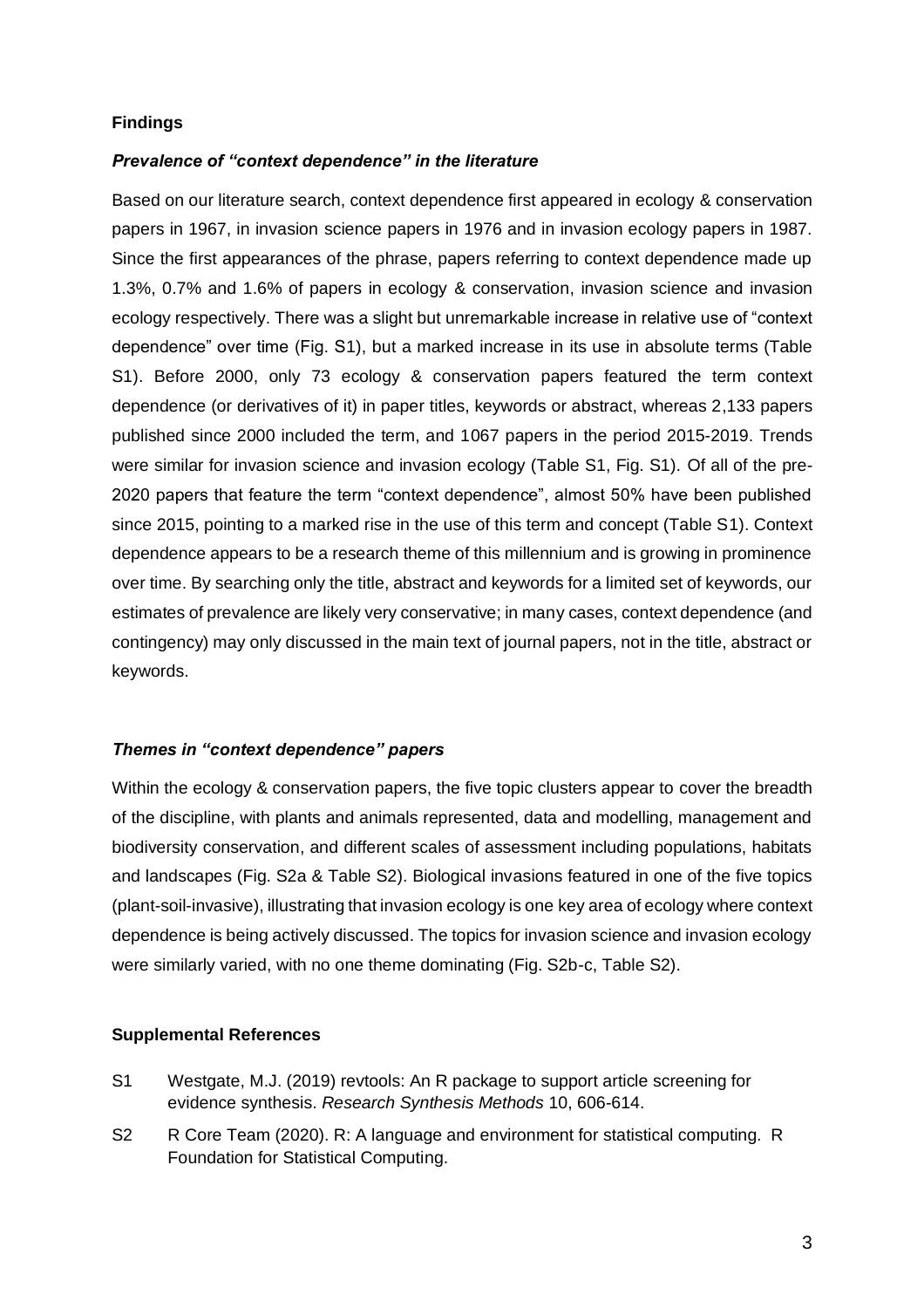## Findings

### *Prevalence of "context dependence" in the literature*

Based on our literature search, context dependence first appeared in ecology & conservation papers in 1967, in invasion science papers in 1976 and in invasion ecology papers in 1987. Since the first appearances of the phrase, papers referring to context dependence made up 1.3%, 0.7% and 1.6% of papers in ecology & conservation, invasion science and invasion ecology respectively. There was a slight but unremarkable increase in relative use of "context dependence" over time (Fig. S1), but a marked increase in its use in absolute terms (Table S1). Before 2000, only 73 ecology & conservation papers featured the term context dependence (or derivatives of it) in paper titles, keywords or abstract, whereas 2,133 papers published since 2000 included the term, and 1067 papers in the period 2015-2019. Trends were similar for invasion science and invasion ecology (Table S1, Fig. S1). Of all of the pre-2020 papers that feature the term "context dependence", almost 50% have been published since 2015, pointing to a marked rise in the use of this term and concept (Table S1). Context dependence appears to be a research theme of this millennium and is growing in prominence over time. By searching only the title, abstract and keywords for a limited set of keywords, our estimates of prevalence are likely very conservative; in many cases, context dependence (and contingency) may only discussed in the main text of journal papers, not in the title, abstract or keywords.

### *Themes in "context dependence" papers*

Within the ecology & conservation papers, the five topic clusters appear to cover the breadth of the discipline, with plants and animals represented, data and modelling, management and biodiversity conservation, and different scales of assessment including populations, habitats and landscapes (Fig. S2a & Table S2). Biological invasions featured in one of the five topics (plant-soil-invasive), illustrating that invasion ecology is one key area of ecology where context dependence is being actively discussed. The topics for invasion science and invasion ecology were similarly varied, with no one theme dominating (Fig. S2b-c, Table S2).

## Supplemental References

- S1 Westgate, M.J. (2019) revtools: An R package to support article screening for evidence synthesis. *Research Synthesis Methods* 10, 606-614.
- S2 R Core Team (2020). R: A language and environment for statistical computing. R Foundation for Statistical Computing.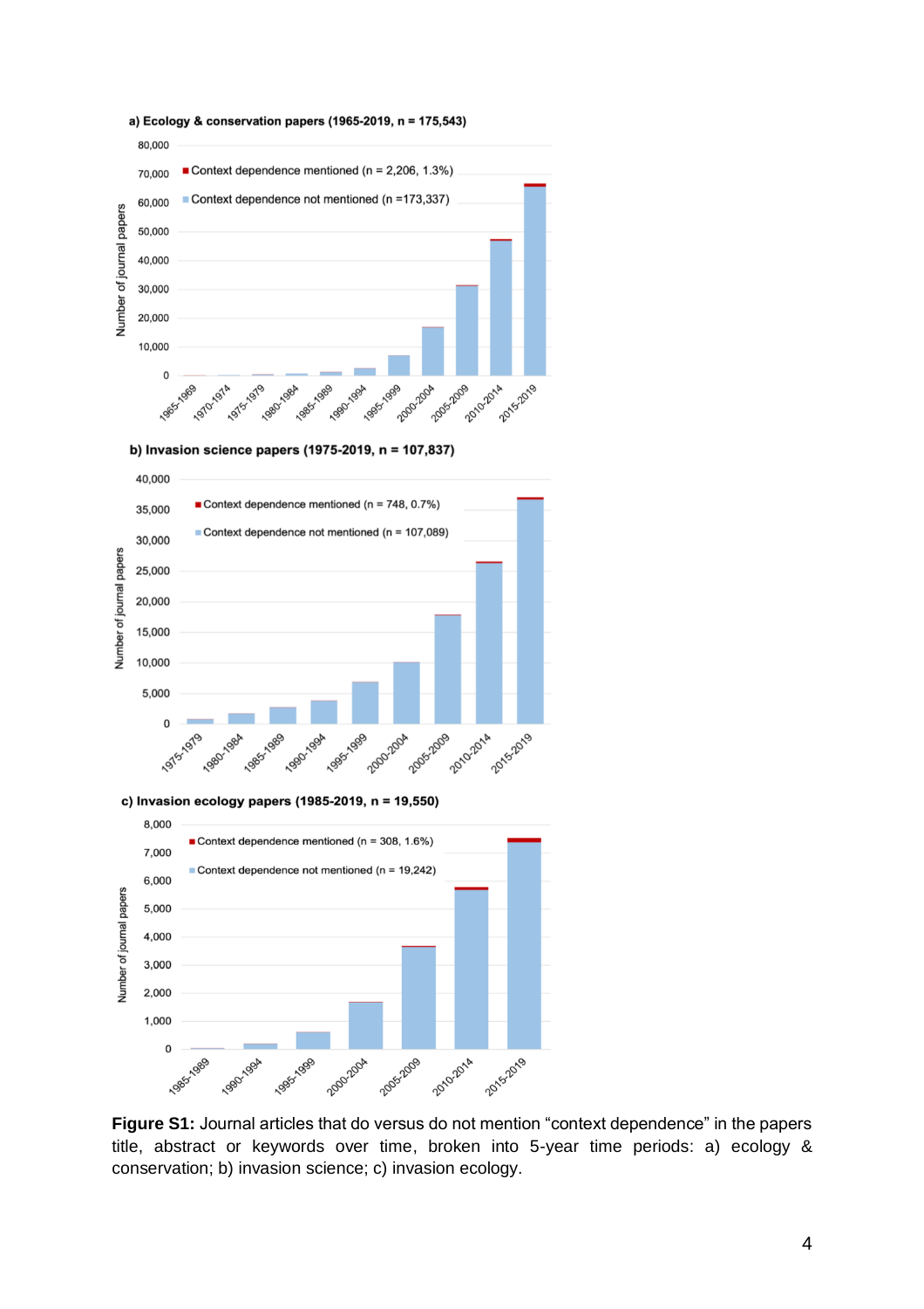**Figure S1:** Journal articles that do versus do not mention "context dependence" in the papers title, abstract or keywords over time, broken into 5-year time periods: a) ecology & conservation; b) invasion science; c) invasion ecology.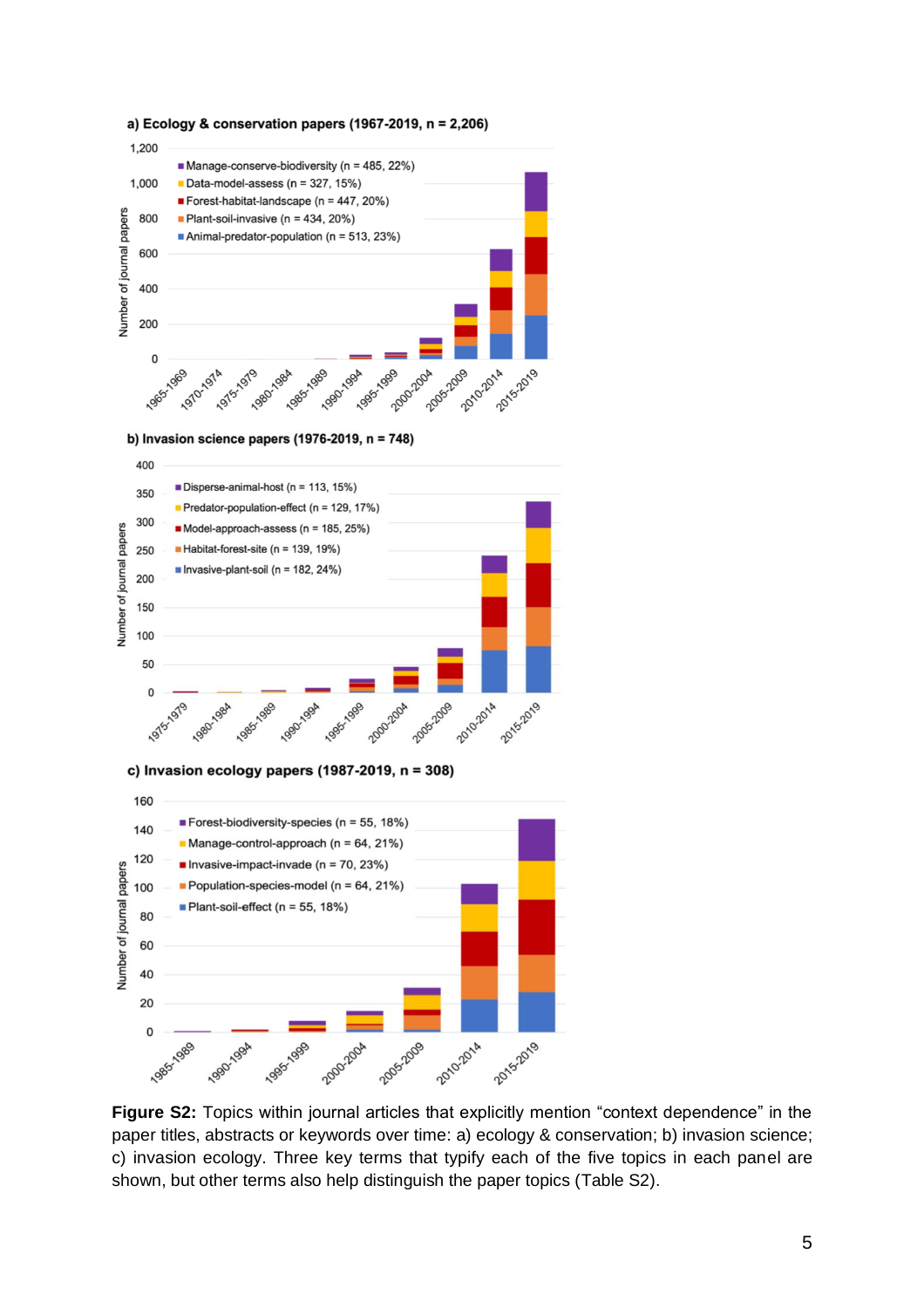**a) Ecology & conservation papers (1967-2019, n = 2,206)**

- Manage-conserve-biodiversity (n = 485, 22%)
- Data-model-assess (n = 327, 15%)
- Forest-habitat-landscape (n = 447, 20%)
- Plant-soil-invasive (n = 434, 20%)
- Animal-predator-population (n = 513, 23%)

**b) Invasion science papers (1976-2019, n = 748)**

- Disperse-animal-host (n = 113, 15%)
- Predator-population-effect (n = 129, 17%)
- Model-approach-assess (n = 185, 25%)
- Habitat-forest-site (n = 139, 19%)
- Invasive-plant-soil (n = 182, 24%)

**c) Invasion ecology papers (1987-2019, n = 308)**

- Forest-biodiversity-species (n = 55, 18%)
- Manage-control-approach (n = 64, 21%)
- Invasive-impact-invade (n = 70, 23%)
- Population-species-model (n = 64, 21%)
- Plant-soil-effect (n = 55, 18%)

**Figure S2:** Topics within journal articles that explicitly mention "context dependence" in the paper titles, abstracts or keywords over time: a) ecology & conservation; b) invasion science; c) invasion ecology. Three key terms that typify each of the five topics in each panel are shown, but other terms also help distinguish the paper topics (Table S2).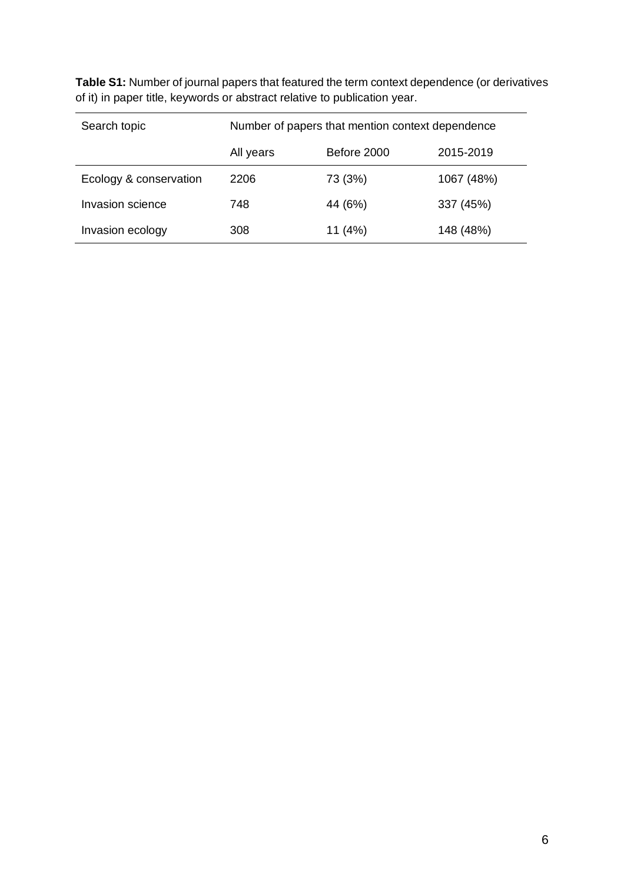**Table S1:** Number of journal papers that featured the term context dependence (or derivatives of it) in paper title, keywords or abstract relative to publication year.

| Search topic | Number of papers that mention context dependence | | |
|---|---|---|---|
| | All years | Before 2000 | 2015-2019 |
| Ecology & conservation | 2206 | 73 (3%) | 1067 (48%) |
| Invasion science | 748 | 44 (6%) | 337 (45%) |
| Invasion ecology | 308 | 11 (4%) | 148 (48%) |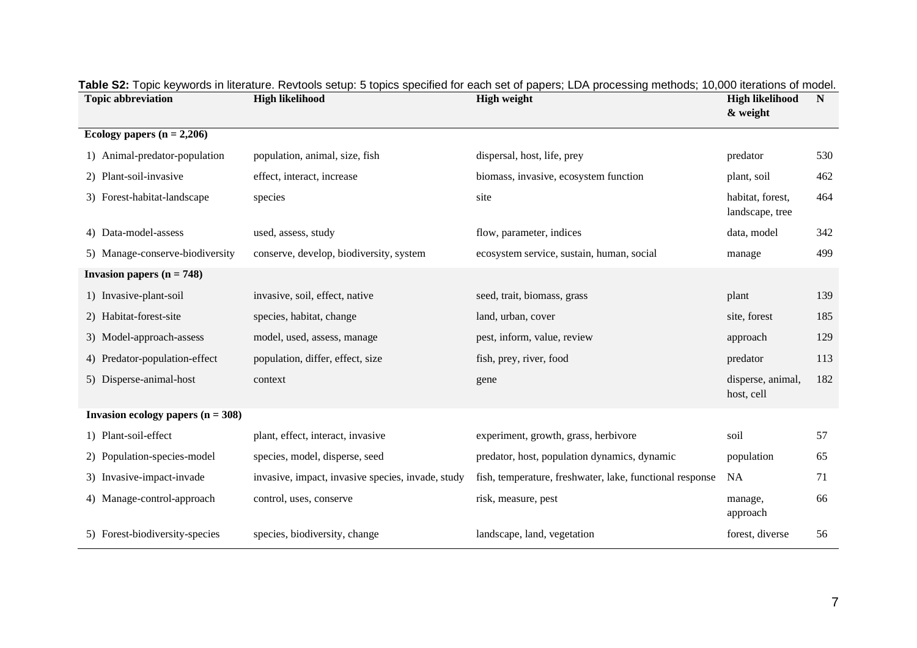**Table S2:** Topic keywords in literature. Revtools setup: 5 topics specified for each set of papers; LDA processing methods; 10,000 iterations of model.

| Topic abbreviation | High likelihood | High weight | High likelihood & weight | N |
|---|---|---|---|---|
| **Ecology papers (n = 2,206)** | | | | |
| 1) Animal-predator-population | population, animal, size, fish | dispersal, host, life, prey | predator | 530 |
| 2) Plant-soil-invasive | effect, interact, increase | biomass, invasive, ecosystem function | plant, soil | 462 |
| 3) Forest-habitat-landscape | species | site | habitat, forest, landscape, tree | 464 |
| 4) Data-model-assess | used, assess, study | flow, parameter, indices | data, model | 342 |
| 5) Manage-conserve-biodiversity | conserve, develop, biodiversity, system | ecosystem service, sustain, human, social | manage | 499 |
| **Invasion papers (n = 748)** | | | | |
| 1) Invasive-plant-soil | invasive, soil, effect, native | seed, trait, biomass, grass | plant | 139 |
| 2) Habitat-forest-site | species, habitat, change | land, urban, cover | site, forest | 185 |
| 3) Model-approach-assess | model, used, assess, manage | pest, inform, value, review | approach | 129 |
| 4) Predator-population-effect | population, differ, effect, size | fish, prey, river, food | predator | 113 |
| 5) Disperse-animal-host | context | gene | disperse, animal, host, cell | 182 |
| **Invasion ecology papers (n = 308)** | | | | |
| 1) Plant-soil-effect | plant, effect, interact, invasive | experiment, growth, grass, herbivore | soil | 57 |
| 2) Population-species-model | species, model, disperse, seed | predator, host, population dynamics, dynamic | population | 65 |
| 3) Invasive-impact-invade | invasive, impact, invasive species, invade, study | fish, temperature, freshwater, lake, functional response | NA | 71 |
| 4) Manage-control-approach | control, uses, conserve | risk, measure, pest | manage, approach | 66 |
| 5) Forest-biodiversity-species | species, biodiversity, change | landscape, land, vegetation | forest, diverse | 56 |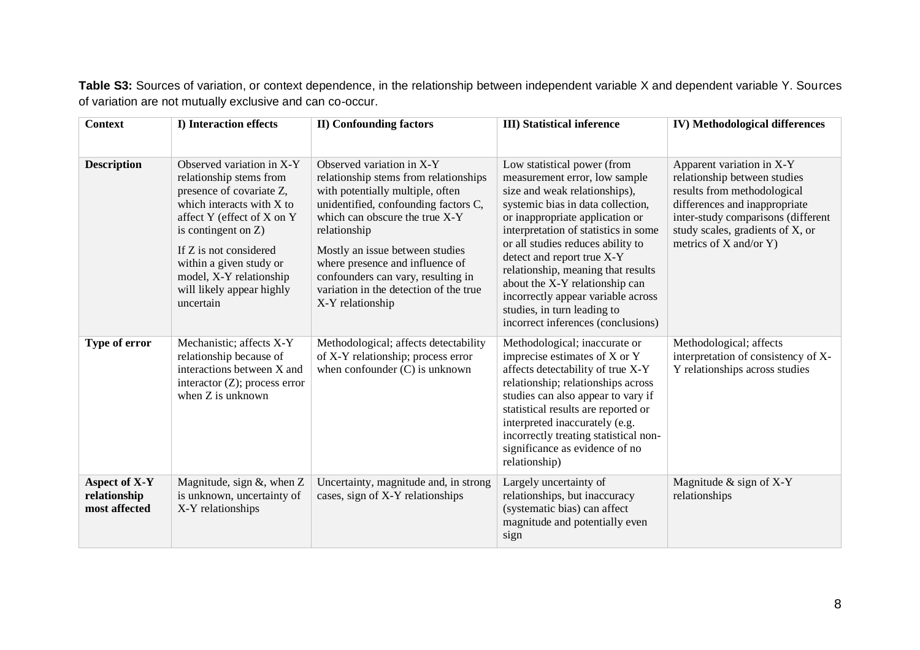**Table S3:** Sources of variation, or context dependence, in the relationship between independent variable X and dependent variable Y. Sources of variation are not mutually exclusive and can co-occur.

| Context | I) Interaction effects | II) Confounding factors | III) Statistical inference | IV) Methodological differences |
|---|---|---|---|---|
| **Description** | Observed variation in X-Y relationship stems from presence of covariate Z, which interacts with X to affect Y (effect of X on Y is contingent on Z)<br><br>If Z is not considered within a given study or model, X-Y relationship will likely appear highly uncertain | Observed variation in X-Y relationship stems from relationships with potentially multiple, often unidentified, confounding factors C, which can obscure the true X-Y relationship<br><br>Mostly an issue between studies where presence and influence of confounders can vary, resulting in variation in the detection of the true X-Y relationship | Low statistical power (from measurement error, low sample size and weak relationships), systemic bias in data collection, or inappropriate application or interpretation of statistics in some or all studies reduces ability to detect and report true X-Y relationship, meaning that results about the X-Y relationship can incorrectly appear variable across studies, in turn leading to incorrect inferences (conclusions) | Apparent variation in X-Y relationship between studies results from methodological differences and inappropriate inter-study comparisons (different study scales, gradients of X, or metrics of X and/or Y) |
| **Type of error** | Mechanistic; affects X-Y relationship because of interactions between X and interactor (Z); process error when Z is unknown | Methodological; affects detectability of X-Y relationship; process error when confounder (C) is unknown | Methodological; inaccurate or imprecise estimates of X or Y affects detectability of true X-Y relationship; relationships across studies can also appear to vary if statistical results are reported or interpreted inaccurately (e.g. incorrectly treating statistical non-significance as evidence of no relationship) | Methodological; affects interpretation of consistency of X-Y relationships across studies |
| **Aspect of X-Y relationship most affected** | Magnitude, sign &, when Z is unknown, uncertainty of X-Y relationships | Uncertainty, magnitude and, in strong cases, sign of X-Y relationships | Largely uncertainty of relationships, but inaccuracy (systematic bias) can affect magnitude and potentially even sign | Magnitude & sign of X-Y relationships |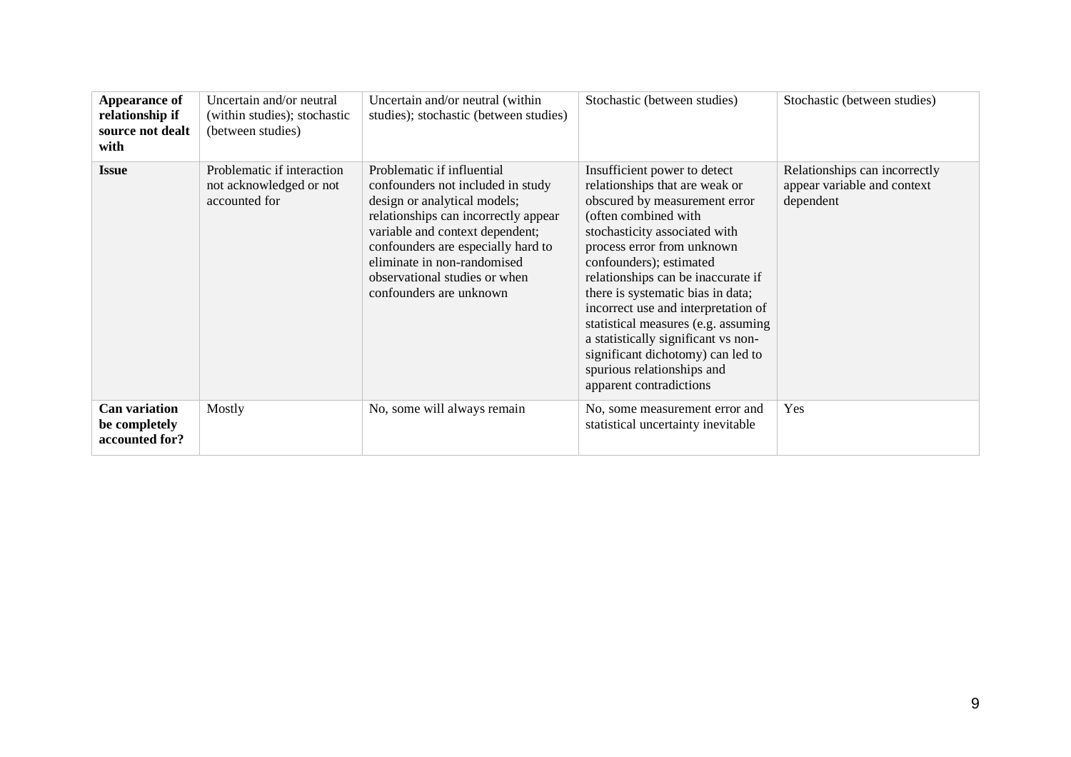| | | | | |
|---|---|---|---|---|
| **Appearance of relationship if source not dealt with** | Uncertain and/or neutral (within studies); stochastic (between studies) | Uncertain and/or neutral (within studies); stochastic (between studies) | Stochastic (between studies) | Stochastic (between studies) |
| **Issue** | Problematic if interaction not acknowledged or not accounted for | Problematic if influential confounders not included in study design or analytical models; relationships can incorrectly appear variable and context dependent; confounders are especially hard to eliminate in non-randomised observational studies or when confounders are unknown | Insufficient power to detect relationships that are weak or obscured by measurement error (often combined with stochasticity associated with process error from unknown confounders); estimated relationships can be inaccurate if there is systematic bias in data; incorrect use and interpretation of statistical measures (e.g. assuming a statistically significant vs non-significant dichotomy) can led to spurious relationships and apparent contradictions | Relationships can incorrectly appear variable and context dependent |
| **Can variation be completely accounted for?** | Mostly | No, some will always remain | No, some measurement error and statistical uncertainty inevitable | Yes |